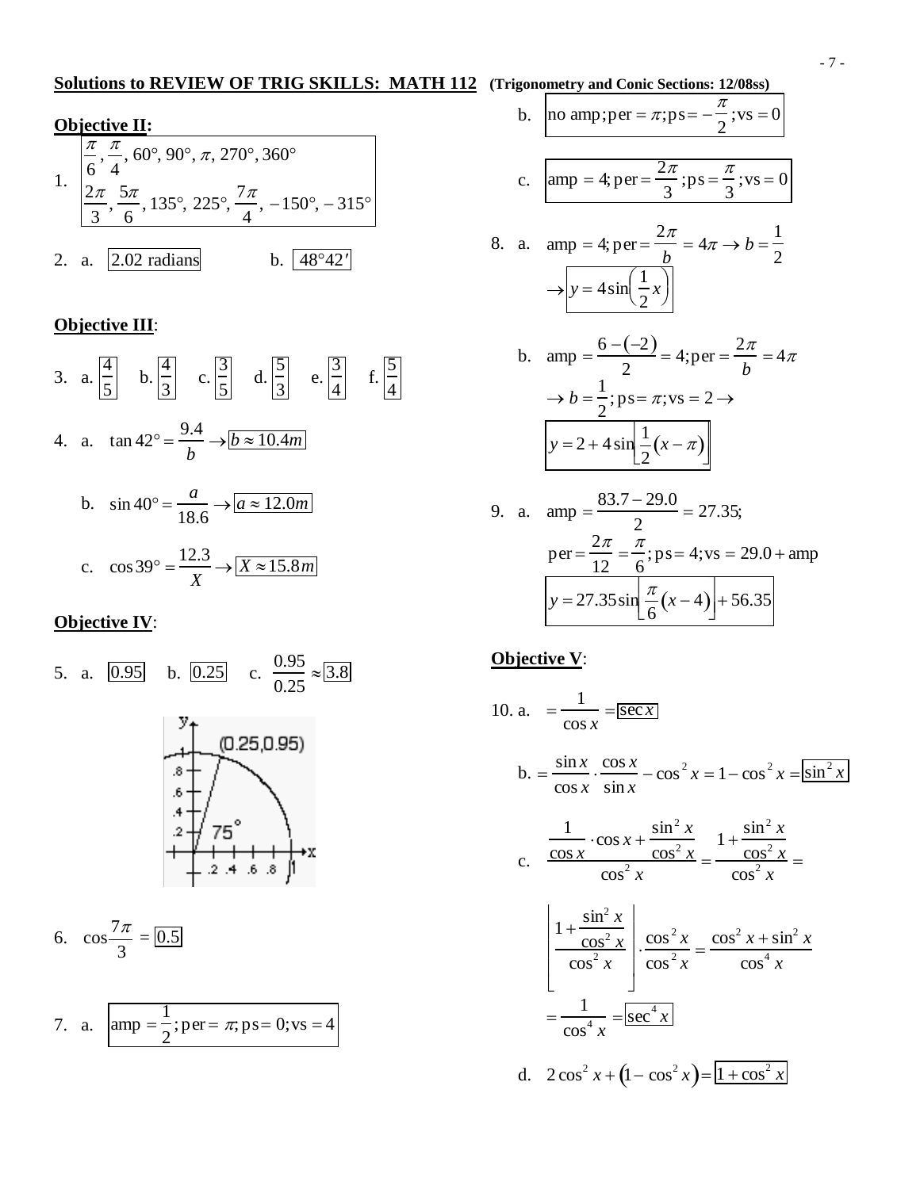**Solutions to REVIEW OF TRIG SKILLS: MATH 112** **(Trigonometry and Conic Sections: 12/08ss)**

**Objective II:**

1. $\dfrac{\pi}{6}, \dfrac{\pi}{4}, 60°, 90°, \pi, 270°, 360°$
   $\dfrac{2\pi}{3}, \dfrac{5\pi}{6}, 135°, 225°, \dfrac{7\pi}{4}, -150°, -315°$

2. a. $\boxed{2.02 \text{ radians}}$ b. $\boxed{48°42'}$

**Objective III**:

3. a. $\boxed{\dfrac{4}{5}}$ b. $\boxed{\dfrac{4}{3}}$ c. $\boxed{\dfrac{3}{5}}$ d. $\boxed{\dfrac{5}{3}}$ e. $\boxed{\dfrac{3}{4}}$ f. $\boxed{\dfrac{5}{4}}$

4. a. $\tan 42° = \dfrac{9.4}{b} \rightarrow \boxed{b \approx 10.4m}$

   b. $\sin 40° = \dfrac{a}{18.6} \rightarrow \boxed{a \approx 12.0m}$

   c. $\cos 39° = \dfrac{12.3}{X} \rightarrow \boxed{X \approx 15.8m}$

**Objective IV**:

5. a. $\boxed{0.95}$ b. $\boxed{0.25}$ c. $\dfrac{0.95}{0.25} \approx \boxed{3.8}$

6. $\cos\dfrac{7\pi}{3} = \boxed{0.5}$

7. a. $\boxed{\text{amp} = \dfrac{1}{2}; \text{per} = \pi; \text{ps} = 0; \text{vs} = 4}$

   b. $\boxed{\text{no amp}; \text{per} = \pi; \text{ps} = -\dfrac{\pi}{2}; \text{vs} = 0}$

   c. $\boxed{\text{amp} = 4; \text{per} = \dfrac{2\pi}{3}; \text{ps} = \dfrac{\pi}{3}; \text{vs} = 0}$

8. a. $\text{amp} = 4; \text{per} = \dfrac{2\pi}{b} = 4\pi \rightarrow b = \dfrac{1}{2}$
   $\rightarrow \boxed{y = 4\sin\left(\dfrac{1}{2}x\right)}$

   b. $\text{amp} = \dfrac{6-(-2)}{2} = 4; \text{per} = \dfrac{2\pi}{b} = 4\pi$
   $\rightarrow b = \dfrac{1}{2}; \text{ps} = \pi; \text{vs} = 2 \rightarrow$
   $\boxed{y = 2 + 4\sin\left[\dfrac{1}{2}(x-\pi)\right]}$

9. a. $\text{amp} = \dfrac{83.7 - 29.0}{2} = 27.35;$
   $\text{per} = \dfrac{2\pi}{12} = \dfrac{\pi}{6}; \text{ps} = 4; \text{vs} = 29.0 + \text{amp}$
   $\boxed{y = 27.35\sin\left[\dfrac{\pi}{6}(x-4)\right] + 56.35}$

**Objective V**:

10. a. $= \dfrac{1}{\cos x} = \boxed{\sec x}$

   b. $= \dfrac{\sin x}{\cos x} \cdot \dfrac{\cos x}{\sin x} - \cos^2 x = 1 - \cos^2 x = \boxed{\sin^2 x}$

   c. $\dfrac{\dfrac{1}{\cos x} \cdot \cos x + \dfrac{\sin^2 x}{\cos^2 x}}{\cos^2 x} = \dfrac{1 + \dfrac{\sin^2 x}{\cos^2 x}}{\cos^2 x} =$

   $\left[\dfrac{1 + \dfrac{\sin^2 x}{\cos^2 x}}{\cos^2 x}\right] \cdot \dfrac{\cos^2 x}{\cos^2 x} = \dfrac{\cos^2 x + \sin^2 x}{\cos^4 x}$

   $= \dfrac{1}{\cos^4 x} = \boxed{\sec^4 x}$

   d. $2\cos^2 x + (1 - \cos^2 x) = \boxed{1 + \cos^2 x}$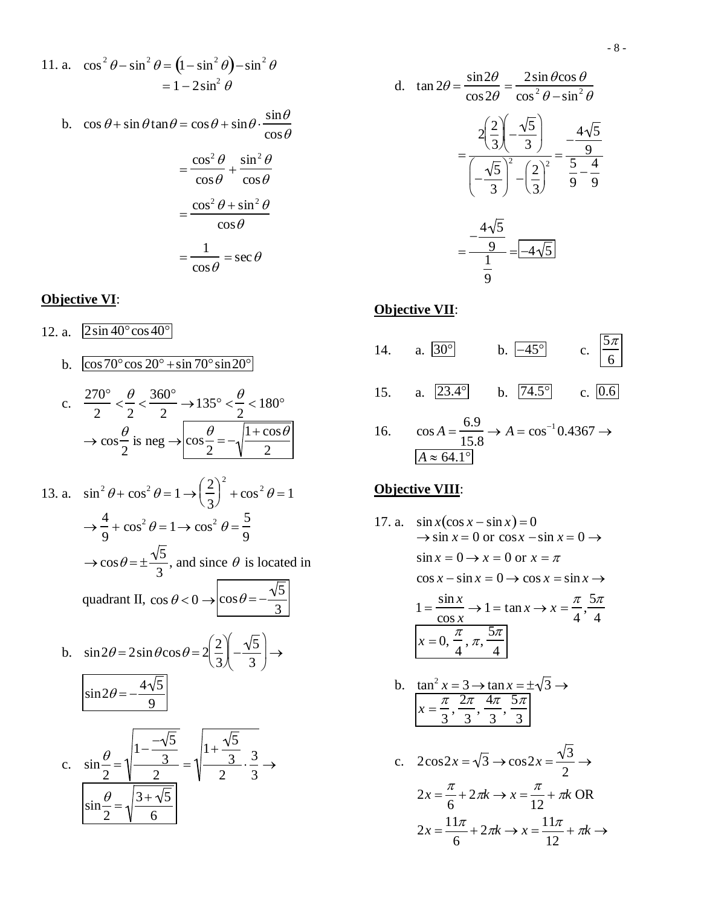11. a. $\cos^2\theta - \sin^2\theta = (1-\sin^2\theta) - \sin^2\theta$
$= 1 - 2\sin^2\theta$

b. $\cos\theta + \sin\theta\tan\theta = \cos\theta + \sin\theta \cdot \dfrac{\sin\theta}{\cos\theta}$

$= \dfrac{\cos^2\theta}{\cos\theta} + \dfrac{\sin^2\theta}{\cos\theta}$

$= \dfrac{\cos^2\theta + \sin^2\theta}{\cos\theta}$

$= \dfrac{1}{\cos\theta} = \sec\theta$

**Objective VI**:

12. a. $\boxed{2\sin 40°\cos 40°}$

b. $\boxed{\cos 70°\cos 20° + \sin 70°\sin 20°}$

c. $\dfrac{270°}{2} < \dfrac{\theta}{2} < \dfrac{360°}{2} \rightarrow 135° < \dfrac{\theta}{2} < 180°$
$\rightarrow \cos\dfrac{\theta}{2}$ is neg $\rightarrow \boxed{\cos\dfrac{\theta}{2} = -\sqrt{\dfrac{1+\cos\theta}{2}}}$

13. a. $\sin^2\theta + \cos^2\theta = 1 \rightarrow \left(\dfrac{2}{3}\right)^2 + \cos^2\theta = 1$
$\rightarrow \dfrac{4}{9} + \cos^2\theta = 1 \rightarrow \cos^2\theta = \dfrac{5}{9}$
$\rightarrow \cos\theta = \pm\dfrac{\sqrt{5}}{3}$, and since $\theta$ is located in quadrant II, $\cos\theta < 0 \rightarrow \boxed{\cos\theta = -\dfrac{\sqrt{5}}{3}}$

b. $\sin 2\theta = 2\sin\theta\cos\theta = 2\left(\dfrac{2}{3}\right)\left(-\dfrac{\sqrt{5}}{3}\right) \rightarrow$

$\boxed{\sin 2\theta = -\dfrac{4\sqrt{5}}{9}}$

c. $\sin\dfrac{\theta}{2} = \sqrt{\dfrac{1 - \frac{-\sqrt{5}}{3}}{2}} = \sqrt{\dfrac{1+\frac{\sqrt{5}}{3}}{2} \cdot \dfrac{3}{3}} \rightarrow$
$\boxed{\sin\dfrac{\theta}{2} = \sqrt{\dfrac{3+\sqrt{5}}{6}}}$

d. $\tan 2\theta = \dfrac{\sin 2\theta}{\cos 2\theta} = \dfrac{2\sin\theta\cos\theta}{\cos^2\theta - \sin^2\theta}$

$= \dfrac{2\left(\frac{2}{3}\right)\left(-\frac{\sqrt{5}}{3}\right)}{\left(-\frac{\sqrt{5}}{3}\right)^2 - \left(\frac{2}{3}\right)^2} = \dfrac{-\frac{4\sqrt{5}}{9}}{\frac{5}{9} - \frac{4}{9}}$

$= \dfrac{-\frac{4\sqrt{5}}{9}}{\frac{1}{9}} = \boxed{-4\sqrt{5}}$

**Objective VII**:

14. a. $\boxed{30°}$ b. $\boxed{-45°}$ c. $\boxed{\dfrac{5\pi}{6}}$

15. a. $\boxed{23.4°}$ b. $\boxed{74.5°}$ c. $\boxed{0.6}$

16. $\cos A = \dfrac{6.9}{15.8} \rightarrow A = \cos^{-1} 0.4367 \rightarrow$
$\boxed{A \approx 64.1°}$

**Objective VIII**:

17. a. $\sin x(\cos x - \sin x) = 0$
$\rightarrow \sin x = 0$ or $\cos x - \sin x = 0 \rightarrow$
$\sin x = 0 \rightarrow x = 0$ or $x = \pi$
$\cos x - \sin x = 0 \rightarrow \cos x = \sin x \rightarrow$
$1 = \dfrac{\sin x}{\cos x} \rightarrow 1 = \tan x \rightarrow x = \dfrac{\pi}{4}, \dfrac{5\pi}{4}$
$\boxed{x = 0, \dfrac{\pi}{4}, \pi, \dfrac{5\pi}{4}}$

b. $\tan^2 x = 3 \rightarrow \tan x = \pm\sqrt{3} \rightarrow$
$\boxed{x = \dfrac{\pi}{3}, \dfrac{2\pi}{3}, \dfrac{4\pi}{3}, \dfrac{5\pi}{3}}$

c. $2\cos 2x = \sqrt{3} \rightarrow \cos 2x = \dfrac{\sqrt{3}}{2} \rightarrow$
$2x = \dfrac{\pi}{6} + 2\pi k \rightarrow x = \dfrac{\pi}{12} + \pi k$ OR
$2x = \dfrac{11\pi}{6} + 2\pi k \rightarrow x = \dfrac{11\pi}{12} + \pi k \rightarrow$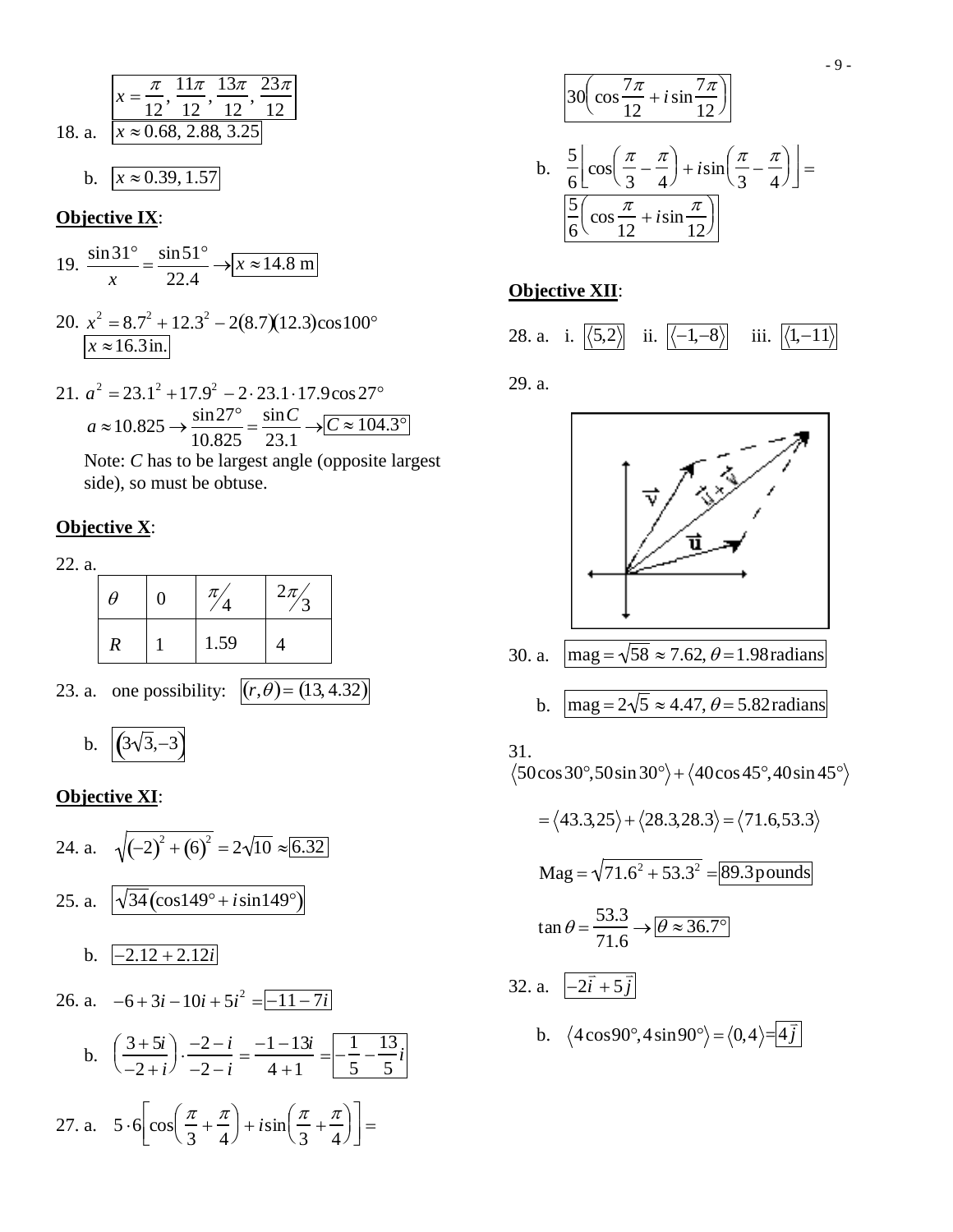$$\boxed{x = \frac{\pi}{12}, \frac{11\pi}{12}, \frac{13\pi}{12}, \frac{23\pi}{12}}$$

18. a. $\boxed{x \approx 0.68, 2.88, 3.25}$

b. $\boxed{x \approx 0.39, 1.57}$

**Objective IX**:

19. $\frac{\sin 31°}{x} = \frac{\sin 51°}{22.4} \rightarrow \boxed{x \approx 14.8 \text{ m}}$

20. $x^2 = 8.7^2 + 12.3^2 - 2(8.7)(12.3)\cos 100°$
$\boxed{x \approx 16.3 \text{in.}}$

21. $a^2 = 23.1^2 + 17.9^2 - 2 \cdot 23.1 \cdot 17.9 \cos 27°$
$a \approx 10.825 \rightarrow \frac{\sin 27°}{10.825} = \frac{\sin C}{23.1} \rightarrow \boxed{C \approx 104.3°}$
Note: $C$ has to be largest angle (opposite largest side), so must be obtuse.

**Objective X**:

22. a.

| $\theta$ | 0 | $\pi/4$ | $2\pi/3$ |
|---|---|---|---|
| $R$ | 1 | 1.59 | 4 |

23. a. one possibility: $\boxed{(r,\theta) = (13, 4.32)}$

b. $\boxed{(3\sqrt{3}, -3)}$

**Objective XI**:

24. a. $\sqrt{(-2)^2 + (6)^2} = 2\sqrt{10} \approx \boxed{6.32}$

25. a. $\boxed{\sqrt{34}(\cos 149° + i \sin 149°)}$

b. $\boxed{-2.12 + 2.12i}$

26. a. $-6 + 3i - 10i + 5i^2 = \boxed{-11 - 7i}$

b. $\left(\frac{3+5i}{-2+i}\right) \cdot \frac{-2-i}{-2-i} = \frac{-1-13i}{4+1} = \boxed{-\frac{1}{5} - \frac{13}{5}i}$

27. a. $5 \cdot 6\left[\cos\left(\frac{\pi}{3} + \frac{\pi}{4}\right) + i \sin\left(\frac{\pi}{3} + \frac{\pi}{4}\right)\right] =$
$\boxed{30\left(\cos\frac{7\pi}{12} + i \sin\frac{7\pi}{12}\right)}$

b. $\frac{5}{6}\left[\cos\left(\frac{\pi}{3} - \frac{\pi}{4}\right) + i \sin\left(\frac{\pi}{3} - \frac{\pi}{4}\right)\right] =$
$\boxed{\frac{5}{6}\left(\cos\frac{\pi}{12} + i \sin\frac{\pi}{12}\right)}$

**Objective XII**:

28. a. i. $\boxed{\langle 5,2 \rangle}$ ii. $\boxed{\langle -1,-8 \rangle}$ iii. $\boxed{\langle 1,-11 \rangle}$

29. a.

30. a. $\boxed{\text{mag} = \sqrt{58} \approx 7.62, \theta = 1.98 \text{radians}}$

b. $\boxed{\text{mag} = 2\sqrt{5} \approx 4.47, \theta = 5.82 \text{radians}}$

31. $\langle 50\cos 30°, 50\sin 30° \rangle + \langle 40\cos 45°, 40\sin 45° \rangle$

$= \langle 43.3, 25 \rangle + \langle 28.3, 28.3 \rangle = \langle 71.6, 53.3 \rangle$

$\text{Mag} = \sqrt{71.6^2 + 53.3^2} = \boxed{89.3 \text{pounds}}$

$\tan\theta = \frac{53.3}{71.6} \rightarrow \boxed{\theta \approx 36.7°}$

32. a. $\boxed{-2\vec{i} + 5\vec{j}}$

b. $\langle 4\cos 90°, 4\sin 90° \rangle = \langle 0,4 \rangle = \boxed{4\vec{j}}$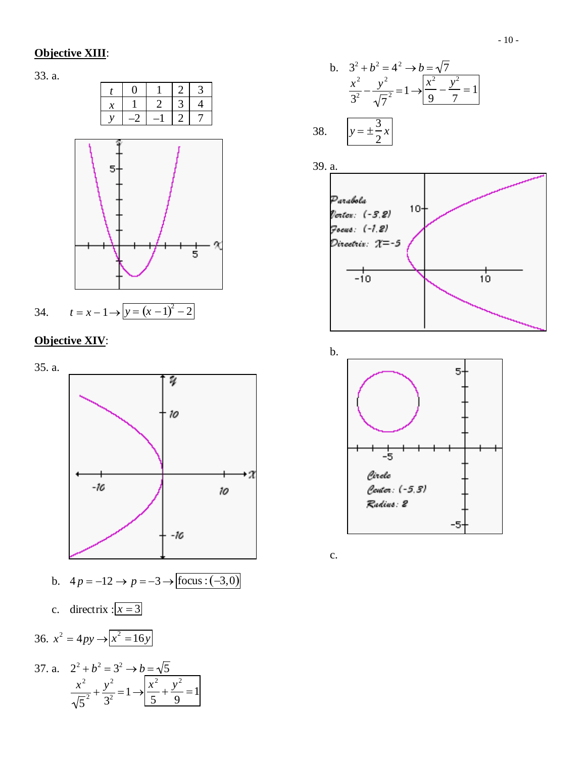## Objective XIII:

33. a.

| $t$ | 0 | 1 | 2 | 3 |
|---|---|---|---|---|
| $x$ | 1 | 2 | 3 | 4 |
| $y$ | –2 | –1 | 2 | 7 |

34. $t = x - 1 \rightarrow \boxed{y = (x-1)^2 - 2}$

## Objective XIV:

35. a.

b. $4p = -12 \rightarrow p = -3 \rightarrow \boxed{\text{focus}: (-3,0)}$

c. directrix : $\boxed{x = 3}$

36. $x^2 = 4py \rightarrow \boxed{x^2 = 16y}$

37. a. $2^2 + b^2 = 3^2 \rightarrow b = \sqrt{5}$

$$\frac{x^2}{\sqrt{5}^2} + \frac{y^2}{3^2} = 1 \rightarrow \boxed{\frac{x^2}{5} + \frac{y^2}{9} = 1}$$

b. $3^2 + b^2 = 4^2 \rightarrow b = \sqrt{7}$

$$\frac{x^2}{3^2} - \frac{y^2}{\sqrt{7}^2} = 1 \rightarrow \boxed{\frac{x^2}{9} - \frac{y^2}{7} = 1}$$

38. $\boxed{y = \pm\frac{3}{2}x}$

39. a.

Parabola
Vertex: (-3,2)
Focus: (-1,2)
Directrix: X=-5

b.

Circle
Center: (-5,3)
Radius: 2

c.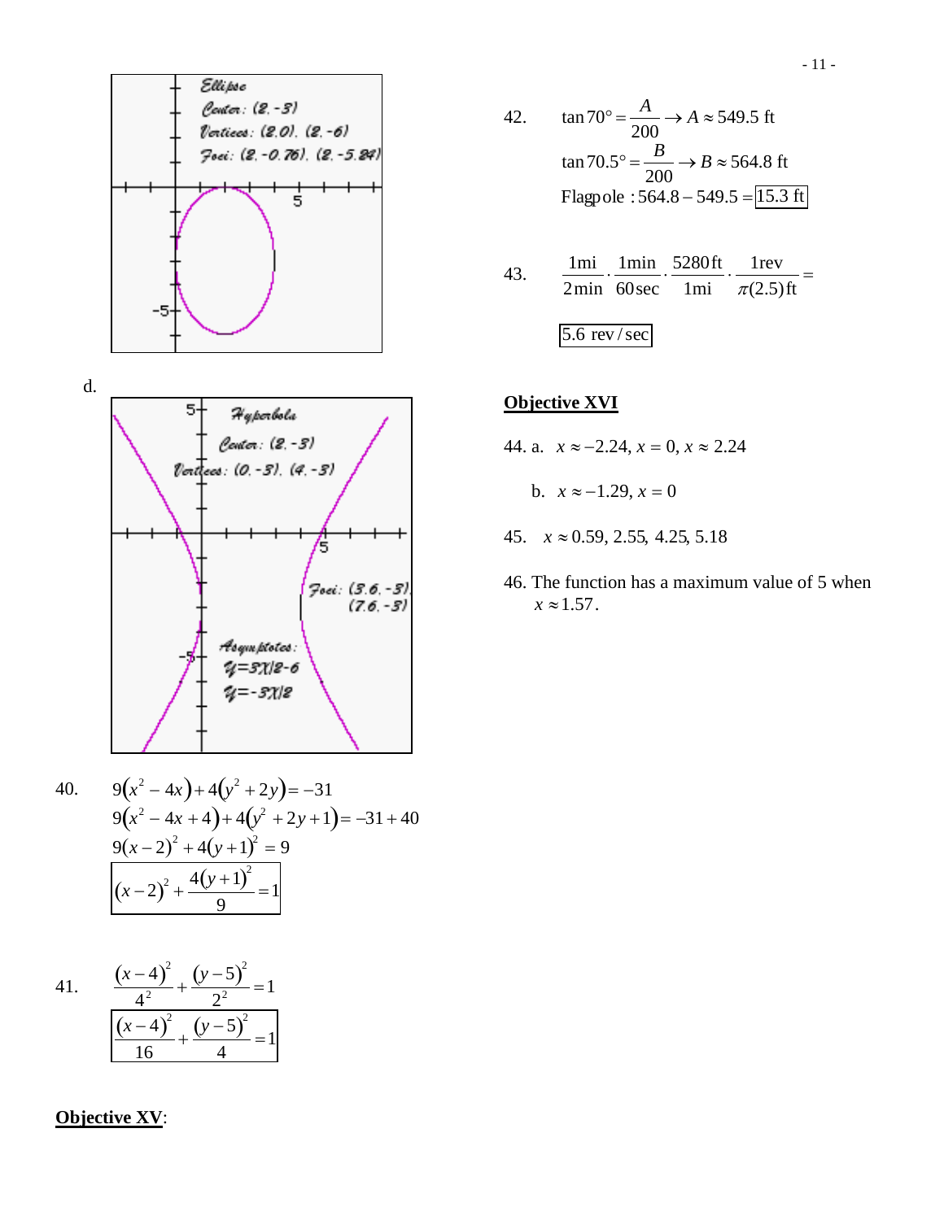Ellipse
Center: (2, -3)
Vertices: (2, 0), (2, -6)
Foci: (2, -0.76), (2, -5.24)
5
-5

d.

Hyperbola
Center: (2, -3)
Vertices: (0, -3), (4, -3)
Foci: (3.6, -3)
(7.6, -3)
Asymptotes:
y=3X/2-6
y=-3X/2
5
-5

40.
$$9(x^2 - 4x) + 4(y^2 + 2y) = -31$$
$$9(x^2 - 4x + 4) + 4(y^2 + 2y + 1) = -31 + 40$$
$$9(x-2)^2 + 4(y+1)^2 = 9$$
$$\boxed{(x-2)^2 + \frac{4(y+1)^2}{9} = 1}$$

41.
$$\frac{(x-4)^2}{4^2} + \frac{(y-5)^2}{2^2} = 1$$
$$\boxed{\frac{(x-4)^2}{16} + \frac{(y-5)^2}{4} = 1}$$

**Objective XV**:

42.
$$\tan 70° = \frac{A}{200} \rightarrow A \approx 549.5 \text{ ft}$$
$$\tan 70.5° = \frac{B}{200} \rightarrow B \approx 564.8 \text{ ft}$$
$$\text{Flagpole}: 564.8 - 549.5 = \boxed{15.3 \text{ ft}}$$

43.
$$\frac{1\text{mi}}{2\text{min}} \cdot \frac{1\text{min}}{60\text{sec}} \cdot \frac{5280\text{ft}}{1\text{mi}} \cdot \frac{1\text{rev}}{\pi(2.5)\text{ft}} =$$
$$\boxed{5.6 \text{ rev/sec}}$$

**Objective XVI**

44. a. $x \approx -2.24$, $x = 0$, $x \approx 2.24$

b. $x \approx -1.29$, $x = 0$

45. $x \approx 0.59, 2.55, 4.25, 5.18$

46. The function has a maximum value of 5 when $x \approx 1.57$.